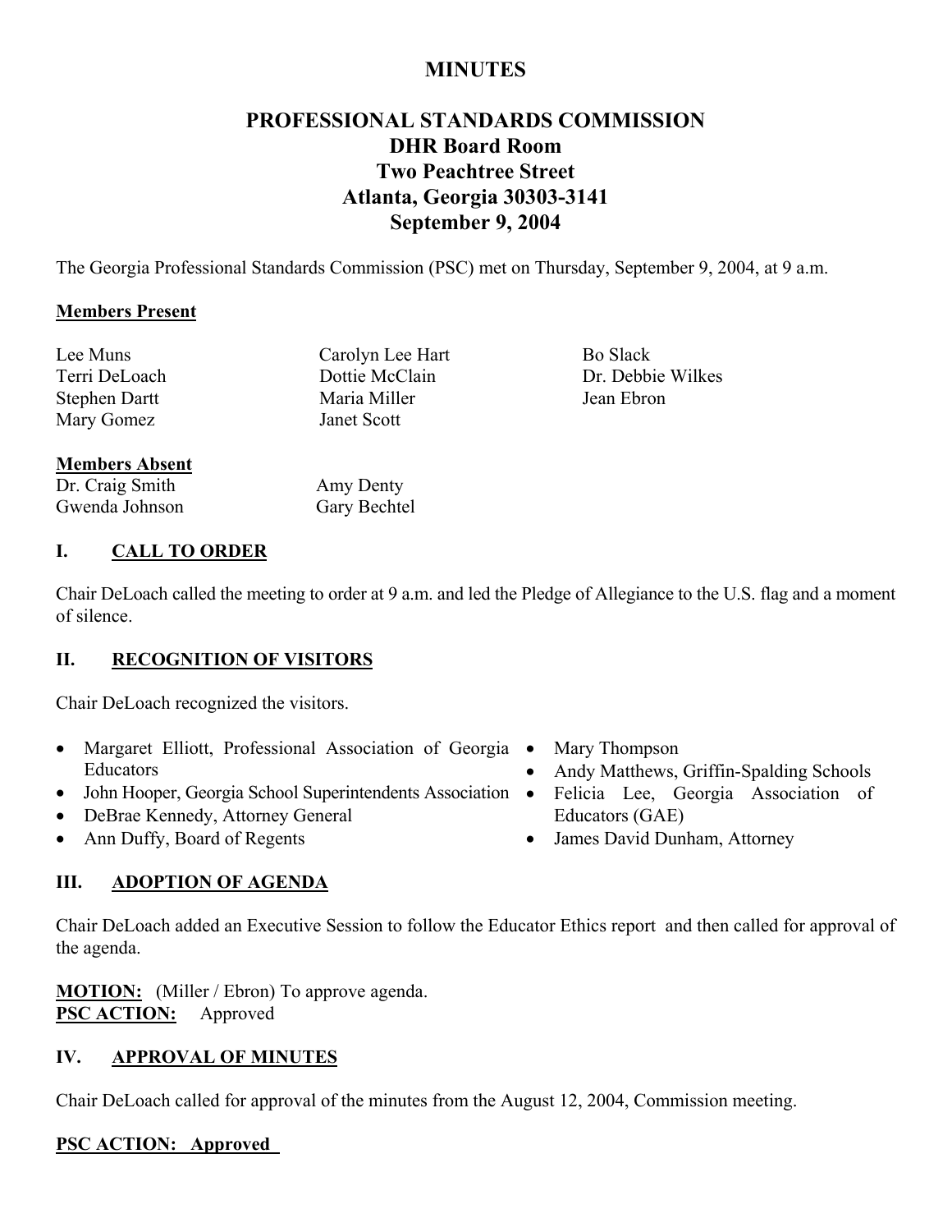# MINUTES

## PROFESSIONAL STANDARDS COMMISSION
## DHR Board Room
## Two Peachtree Street
## Atlanta, Georgia 30303-3141
## September 9, 2004

The Georgia Professional Standards Commission (PSC) met on Thursday, September 9, 2004, at 9 a.m.

**Members Present**

Lee Muns
Terri DeLoach
Stephen Dartt
Mary Gomez
Carolyn Lee Hart
Dottie McClain
Maria Miller
Janet Scott
Bo Slack
Dr. Debbie Wilkes
Jean Ebron

**Members Absent**

Dr. Craig Smith
Gwenda Johnson
Amy Denty
Gary Bechtel

### I. CALL TO ORDER

Chair DeLoach called the meeting to order at 9 a.m. and led the Pledge of Allegiance to the U.S. flag and a moment of silence.

### II. RECOGNITION OF VISITORS

Chair DeLoach recognized the visitors.

- Margaret Elliott, Professional Association of Georgia Educators
- John Hooper, Georgia School Superintendents Association
- DeBrae Kennedy, Attorney General
- Ann Duffy, Board of Regents
- Mary Thompson
- Andy Matthews, Griffin-Spalding Schools
- Felicia Lee, Georgia Association of Educators (GAE)
- James David Dunham, Attorney

### III. ADOPTION OF AGENDA

Chair DeLoach added an Executive Session to follow the Educator Ethics report and then called for approval of the agenda.

**MOTION:** (Miller / Ebron) To approve agenda.
**PSC ACTION:** Approved

### IV. APPROVAL OF MINUTES

Chair DeLoach called for approval of the minutes from the August 12, 2004, Commission meeting.

**PSC ACTION: Approved**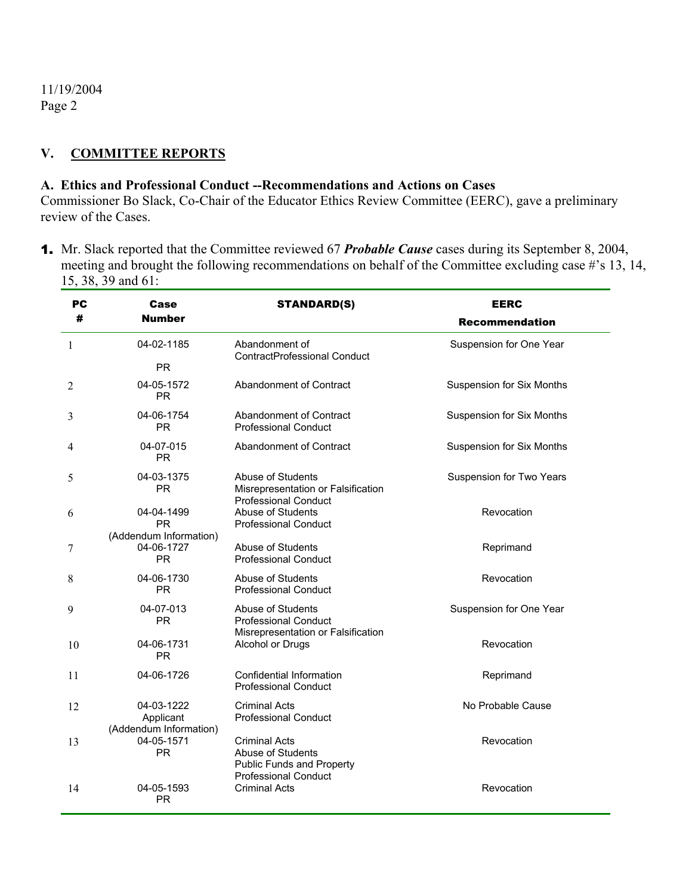## V. COMMITTEE REPORTS

### A. Ethics and Professional Conduct --Recommendations and Actions on Cases

Commissioner Bo Slack, Co-Chair of the Educator Ethics Review Committee (EERC), gave a preliminary review of the Cases.

1. Mr. Slack reported that the Committee reviewed 67 ***Probable Cause*** cases during its September 8, 2004, meeting and brought the following recommendations on behalf of the Committee excluding case #'s 13, 14, 15, 38, 39 and 61:

| PC # | Case Number | STANDARD(S) | EERC Recommendation |
|---|---|---|---|
| 1 | 04-02-1185<br>PR | Abandonment of ContractProfessional Conduct | Suspension for One Year |
| 2 | 04-05-1572<br>PR | Abandonment of Contract | Suspension for Six Months |
| 3 | 04-06-1754<br>PR | Abandonment of Contract<br>Professional Conduct | Suspension for Six Months |
| 4 | 04-07-015<br>PR | Abandonment of Contract | Suspension for Six Months |
| 5 | 04-03-1375<br>PR | Abuse of Students<br>Misrepresentation or Falsification<br>Professional Conduct | Suspension for Two Years |
| 6 | 04-04-1499<br>PR<br>(Addendum Information) | Abuse of Students<br>Professional Conduct | Revocation |
| 7 | 04-06-1727<br>PR | Abuse of Students<br>Professional Conduct | Reprimand |
| 8 | 04-06-1730<br>PR | Abuse of Students<br>Professional Conduct | Revocation |
| 9 | 04-07-013<br>PR | Abuse of Students<br>Professional Conduct<br>Misrepresentation or Falsification | Suspension for One Year |
| 10 | 04-06-1731<br>PR | Alcohol or Drugs | Revocation |
| 11 | 04-06-1726 | Confidential Information<br>Professional Conduct | Reprimand |
| 12 | 04-03-1222<br>Applicant<br>(Addendum Information) | Criminal Acts<br>Professional Conduct | No Probable Cause |
| 13 | 04-05-1571<br>PR | Criminal Acts<br>Abuse of Students<br>Public Funds and Property<br>Professional Conduct | Revocation |
| 14 | 04-05-1593<br>PR | Criminal Acts | Revocation |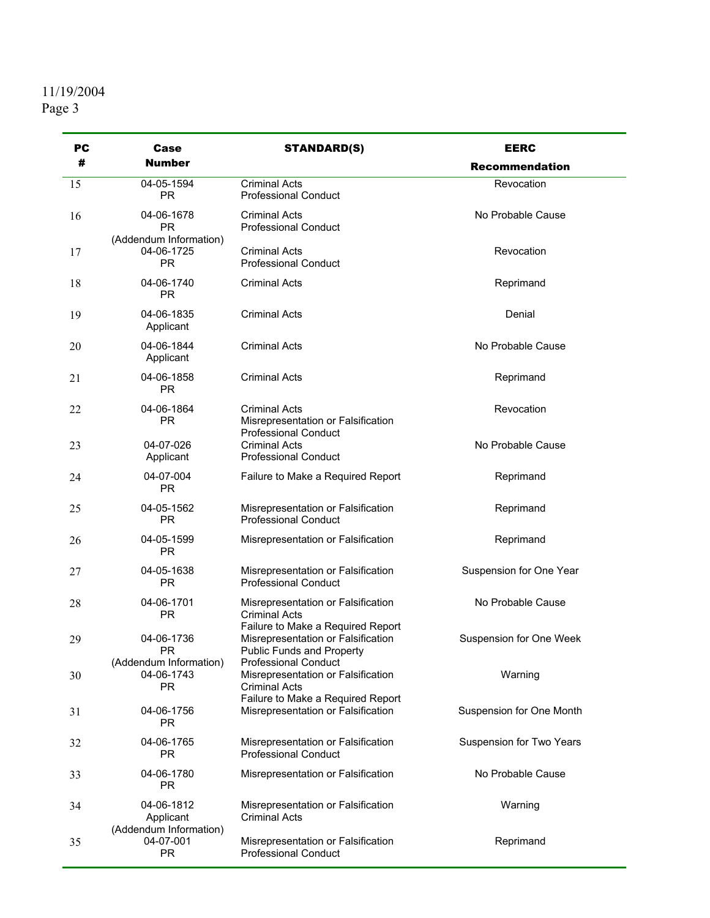11/19/2004

| PC # | Case Number | STANDARD(S) | EERC Recommendation |
|---|---|---|---|
| 15 | 04-05-1594 PR | Criminal Acts<br>Professional Conduct | Revocation |
| 16 | 04-06-1678 PR (Addendum Information) | Criminal Acts<br>Professional Conduct | No Probable Cause |
| 17 | 04-06-1725 PR | Criminal Acts<br>Professional Conduct | Revocation |
| 18 | 04-06-1740 PR | Criminal Acts | Reprimand |
| 19 | 04-06-1835 Applicant | Criminal Acts | Denial |
| 20 | 04-06-1844 Applicant | Criminal Acts | No Probable Cause |
| 21 | 04-06-1858 PR | Criminal Acts | Reprimand |
| 22 | 04-06-1864 PR | Criminal Acts<br>Misrepresentation or Falsification<br>Professional Conduct | Revocation |
| 23 | 04-07-026 Applicant | Criminal Acts<br>Professional Conduct | No Probable Cause |
| 24 | 04-07-004 PR | Failure to Make a Required Report | Reprimand |
| 25 | 04-05-1562 PR | Misrepresentation or Falsification<br>Professional Conduct | Reprimand |
| 26 | 04-05-1599 PR | Misrepresentation or Falsification | Reprimand |
| 27 | 04-05-1638 PR | Misrepresentation or Falsification<br>Professional Conduct | Suspension for One Year |
| 28 | 04-06-1701 PR | Misrepresentation or Falsification<br>Criminal Acts<br>Failure to Make a Required Report | No Probable Cause |
| 29 | 04-06-1736 PR (Addendum Information) | Misrepresentation or Falsification<br>Public Funds and Property<br>Professional Conduct | Suspension for One Week |
| 30 | 04-06-1743 PR | Misrepresentation or Falsification<br>Criminal Acts<br>Failure to Make a Required Report | Warning |
| 31 | 04-06-1756 PR | Misrepresentation or Falsification | Suspension for One Month |
| 32 | 04-06-1765 PR | Misrepresentation or Falsification<br>Professional Conduct | Suspension for Two Years |
| 33 | 04-06-1780 PR | Misrepresentation or Falsification | No Probable Cause |
| 34 | 04-06-1812 Applicant (Addendum Information) | Misrepresentation or Falsification<br>Criminal Acts | Warning |
| 35 | 04-07-001 PR | Misrepresentation or Falsification<br>Professional Conduct | Reprimand |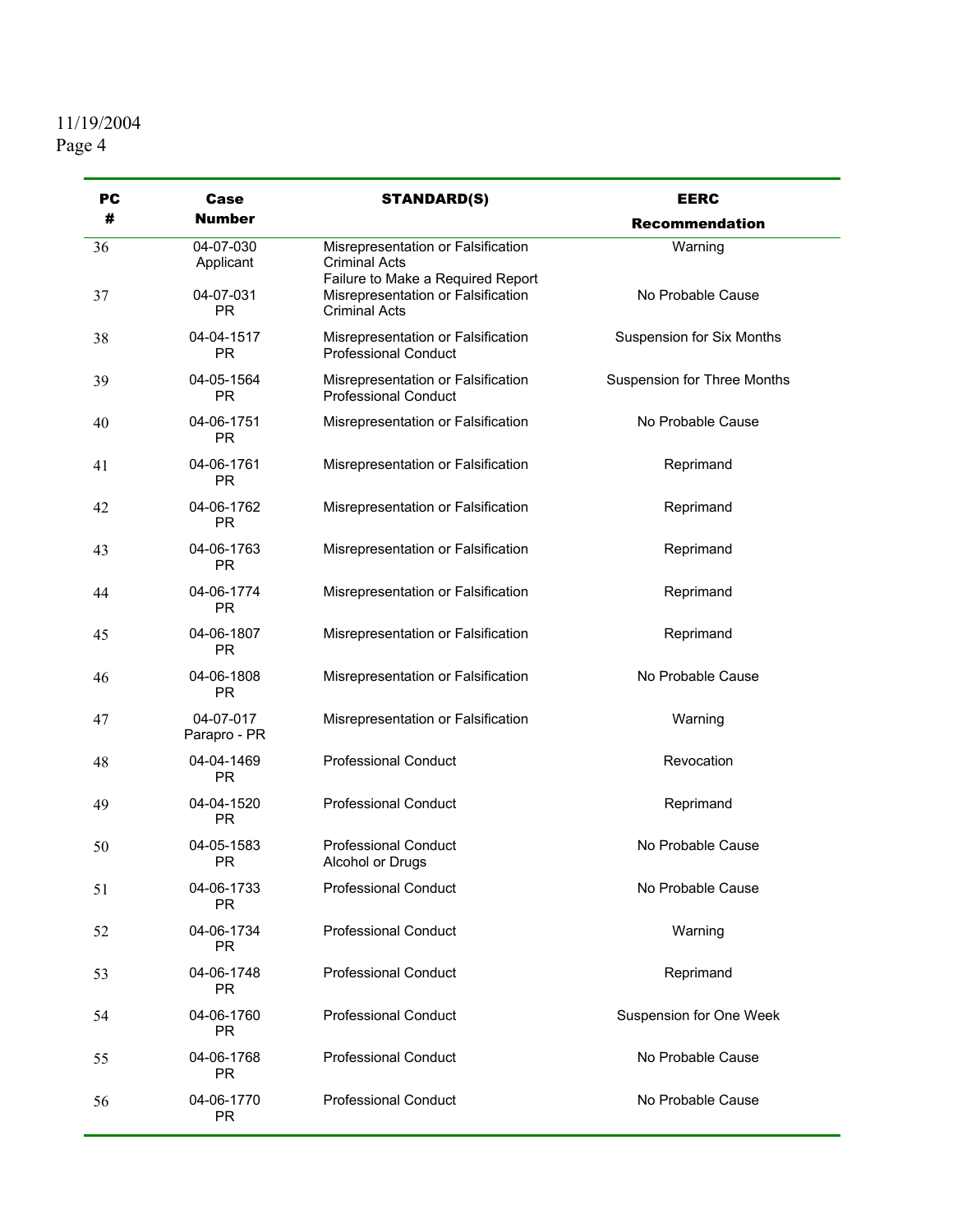| PC # | Case Number | STANDARD(S) | EERC Recommendation |
|---|---|---|---|
| 36 | 04-07-030 Applicant | Misrepresentation or Falsification<br>Criminal Acts<br>Failure to Make a Required Report | Warning |
| 37 | 04-07-031 PR | Misrepresentation or Falsification<br>Criminal Acts | No Probable Cause |
| 38 | 04-04-1517 PR | Misrepresentation or Falsification<br>Professional Conduct | Suspension for Six Months |
| 39 | 04-05-1564 PR | Misrepresentation or Falsification<br>Professional Conduct | Suspension for Three Months |
| 40 | 04-06-1751 PR | Misrepresentation or Falsification | No Probable Cause |
| 41 | 04-06-1761 PR | Misrepresentation or Falsification | Reprimand |
| 42 | 04-06-1762 PR | Misrepresentation or Falsification | Reprimand |
| 43 | 04-06-1763 PR | Misrepresentation or Falsification | Reprimand |
| 44 | 04-06-1774 PR | Misrepresentation or Falsification | Reprimand |
| 45 | 04-06-1807 PR | Misrepresentation or Falsification | Reprimand |
| 46 | 04-06-1808 PR | Misrepresentation or Falsification | No Probable Cause |
| 47 | 04-07-017 Parapro - PR | Misrepresentation or Falsification | Warning |
| 48 | 04-04-1469 PR | Professional Conduct | Revocation |
| 49 | 04-04-1520 PR | Professional Conduct | Reprimand |
| 50 | 04-05-1583 PR | Professional Conduct<br>Alcohol or Drugs | No Probable Cause |
| 51 | 04-06-1733 PR | Professional Conduct | No Probable Cause |
| 52 | 04-06-1734 PR | Professional Conduct | Warning |
| 53 | 04-06-1748 PR | Professional Conduct | Reprimand |
| 54 | 04-06-1760 PR | Professional Conduct | Suspension for One Week |
| 55 | 04-06-1768 PR | Professional Conduct | No Probable Cause |
| 56 | 04-06-1770 PR | Professional Conduct | No Probable Cause |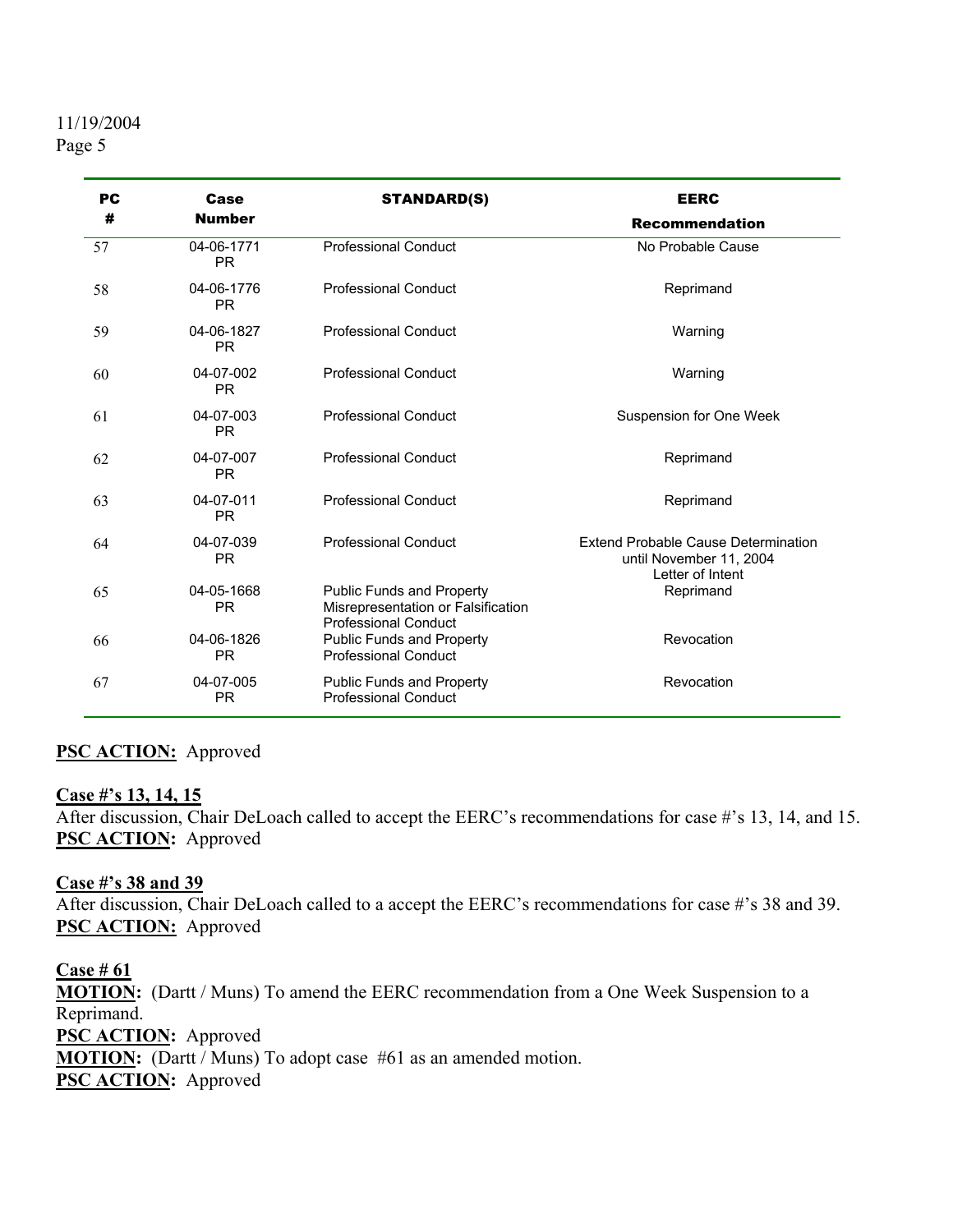| PC # | Case Number | STANDARD(S) | EERC Recommendation |
|---|---|---|---|
| 57 | 04-06-1771 PR | Professional Conduct | No Probable Cause |
| 58 | 04-06-1776 PR | Professional Conduct | Reprimand |
| 59 | 04-06-1827 PR | Professional Conduct | Warning |
| 60 | 04-07-002 PR | Professional Conduct | Warning |
| 61 | 04-07-003 PR | Professional Conduct | Suspension for One Week |
| 62 | 04-07-007 PR | Professional Conduct | Reprimand |
| 63 | 04-07-011 PR | Professional Conduct | Reprimand |
| 64 | 04-07-039 PR | Professional Conduct | Extend Probable Cause Determination until November 11, 2004 Letter of Intent |
| 65 | 04-05-1668 PR | Public Funds and Property Misrepresentation or Falsification Professional Conduct | Reprimand |
| 66 | 04-06-1826 PR | Public Funds and Property Professional Conduct | Revocation |
| 67 | 04-07-005 PR | Public Funds and Property Professional Conduct | Revocation |

**PSC ACTION:** Approved

**Case #'s 13, 14, 15**

After discussion, Chair DeLoach called to accept the EERC's recommendations for case #'s 13, 14, and 15.

**PSC ACTION:** Approved

**Case #'s 38 and 39**

After discussion, Chair DeLoach called to a accept the EERC's recommendations for case #'s 38 and 39.

**PSC ACTION:** Approved

**Case # 61**

**MOTION:** (Dartt / Muns) To amend the EERC recommendation from a One Week Suspension to a Reprimand.

**PSC ACTION:** Approved

**MOTION:** (Dartt / Muns) To adopt case #61 as an amended motion.

**PSC ACTION:** Approved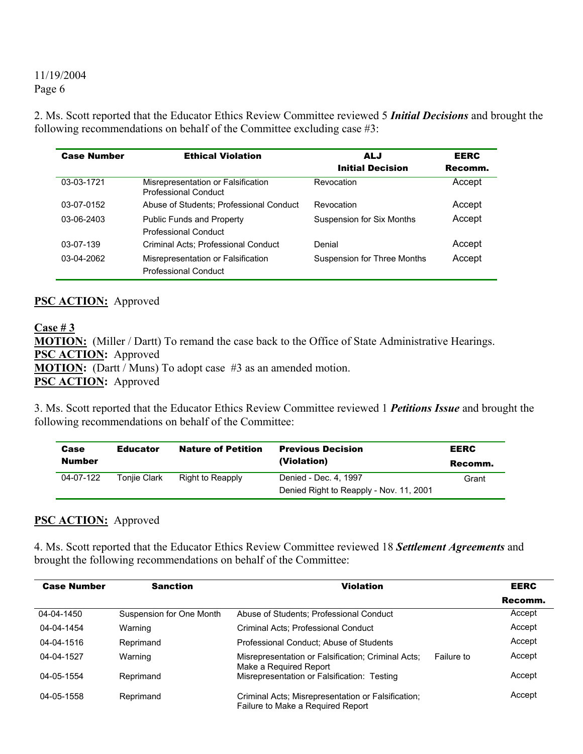2. Ms. Scott reported that the Educator Ethics Review Committee reviewed 5 ***Initial Decisions*** and brought the following recommendations on behalf of the Committee excluding case #3:

| Case Number | Ethical Violation | ALJ Initial Decision | EERC Recomm. |
|---|---|---|---|
| 03-03-1721 | Misrepresentation or Falsification Professional Conduct | Revocation | Accept |
| 03-07-0152 | Abuse of Students; Professional Conduct | Revocation | Accept |
| 03-06-2403 | Public Funds and Property Professional Conduct | Suspension for Six Months | Accept |
| 03-07-139 | Criminal Acts; Professional Conduct | Denial | Accept |
| 03-04-2062 | Misrepresentation or Falsification Professional Conduct | Suspension for Three Months | Accept |

**PSC ACTION:** Approved

**Case # 3**
**MOTION:** (Miller / Dartt) To remand the case back to the Office of State Administrative Hearings.
**PSC ACTION:** Approved
**MOTION:** (Dartt / Muns) To adopt case #3 as an amended motion.
**PSC ACTION:** Approved

3. Ms. Scott reported that the Educator Ethics Review Committee reviewed 1 ***Petitions Issue*** and brought the following recommendations on behalf of the Committee:

| Case Number | Educator | Nature of Petition | Previous Decision (Violation) | EERC Recomm. |
|---|---|---|---|---|
| 04-07-122 | Tonjie Clark | Right to Reapply | Denied - Dec. 4, 1997 Denied Right to Reapply - Nov. 11, 2001 | Grant |

**PSC ACTION:** Approved

4. Ms. Scott reported that the Educator Ethics Review Committee reviewed 18 ***Settlement Agreements*** and brought the following recommendations on behalf of the Committee:

| Case Number | Sanction | Violation | EERC Recomm. |
|---|---|---|---|
| 04-04-1450 | Suspension for One Month | Abuse of Students; Professional Conduct | Accept |
| 04-04-1454 | Warning | Criminal Acts; Professional Conduct | Accept |
| 04-04-1516 | Reprimand | Professional Conduct; Abuse of Students | Accept |
| 04-04-1527 | Warning | Misrepresentation or Falsification; Criminal Acts; Failure to Make a Required Report | Accept |
| 04-05-1554 | Reprimand | Misrepresentation or Falsification: Testing | Accept |
| 04-05-1558 | Reprimand | Criminal Acts; Misrepresentation or Falsification; Failure to Make a Required Report | Accept |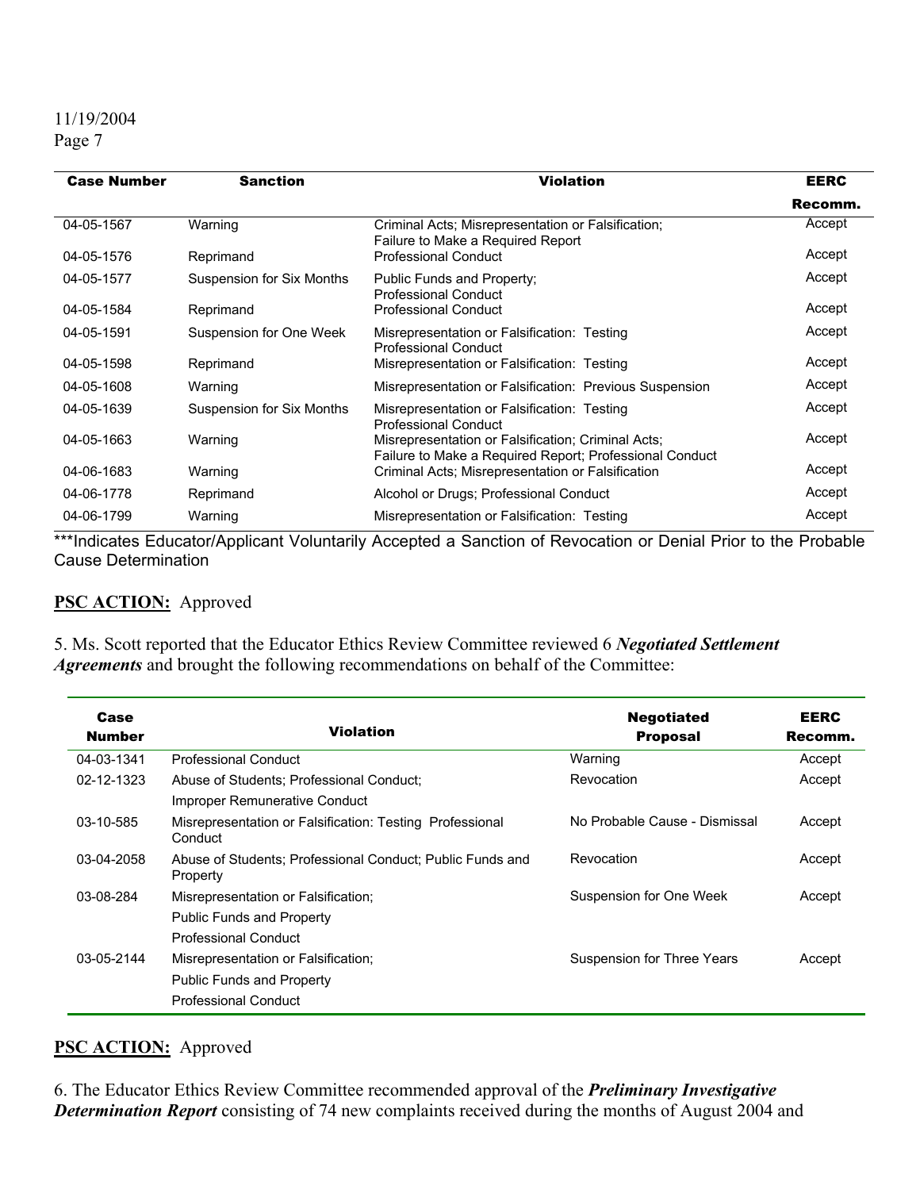| Case Number | Sanction | Violation | EERC Recomm. |
|---|---|---|---|
| 04-05-1567 | Warning | Criminal Acts; Misrepresentation or Falsification; Failure to Make a Required Report | Accept |
| 04-05-1576 | Reprimand | Professional Conduct | Accept |
| 04-05-1577 | Suspension for Six Months | Public Funds and Property; Professional Conduct | Accept |
| 04-05-1584 | Reprimand | Professional Conduct | Accept |
| 04-05-1591 | Suspension for One Week | Misrepresentation or Falsification: Testing Professional Conduct | Accept |
| 04-05-1598 | Reprimand | Misrepresentation or Falsification: Testing | Accept |
| 04-05-1608 | Warning | Misrepresentation or Falsification: Previous Suspension | Accept |
| 04-05-1639 | Suspension for Six Months | Misrepresentation or Falsification: Testing Professional Conduct | Accept |
| 04-05-1663 | Warning | Misrepresentation or Falsification; Criminal Acts; Failure to Make a Required Report; Professional Conduct | Accept |
| 04-06-1683 | Warning | Criminal Acts; Misrepresentation or Falsification | Accept |
| 04-06-1778 | Reprimand | Alcohol or Drugs; Professional Conduct | Accept |
| 04-06-1799 | Warning | Misrepresentation or Falsification: Testing | Accept |

***Indicates Educator/Applicant Voluntarily Accepted a Sanction of Revocation or Denial Prior to the Probable Cause Determination

**PSC ACTION:** Approved

5. Ms. Scott reported that the Educator Ethics Review Committee reviewed 6 ***Negotiated Settlement Agreements*** and brought the following recommendations on behalf of the Committee:

| Case Number | Violation | Negotiated Proposal | EERC Recomm. |
|---|---|---|---|
| 04-03-1341 | Professional Conduct | Warning | Accept |
| 02-12-1323 | Abuse of Students; Professional Conduct; Improper Remunerative Conduct | Revocation | Accept |
| 03-10-585 | Misrepresentation or Falsification: Testing Professional Conduct | No Probable Cause - Dismissal | Accept |
| 03-04-2058 | Abuse of Students; Professional Conduct; Public Funds and Property | Revocation | Accept |
| 03-08-284 | Misrepresentation or Falsification; Public Funds and Property Professional Conduct | Suspension for One Week | Accept |
| 03-05-2144 | Misrepresentation or Falsification; Public Funds and Property Professional Conduct | Suspension for Three Years | Accept |

**PSC ACTION:** Approved

6. The Educator Ethics Review Committee recommended approval of the ***Preliminary Investigative Determination Report*** consisting of 74 new complaints received during the months of August 2004 and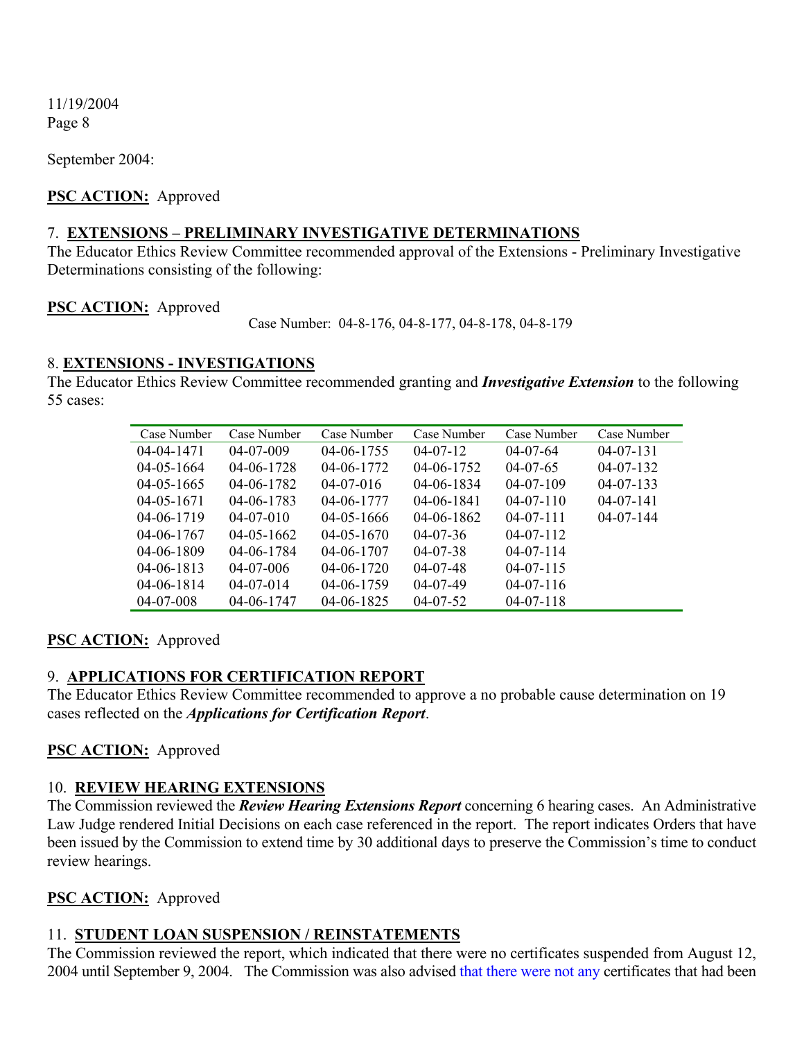September 2004:

**PSC ACTION:** Approved

7. **EXTENSIONS – PRELIMINARY INVESTIGATIVE DETERMINATIONS**
The Educator Ethics Review Committee recommended approval of the Extensions - Preliminary Investigative Determinations consisting of the following:

**PSC ACTION:** Approved

Case Number: 04-8-176, 04-8-177, 04-8-178, 04-8-179

8. **EXTENSIONS - INVESTIGATIONS**
The Educator Ethics Review Committee recommended granting and ***Investigative Extension*** to the following 55 cases:

| Case Number | Case Number | Case Number | Case Number | Case Number | Case Number |
|---|---|---|---|---|---|
| 04-04-1471 | 04-07-009 | 04-06-1755 | 04-07-12 | 04-07-64 | 04-07-131 |
| 04-05-1664 | 04-06-1728 | 04-06-1772 | 04-06-1752 | 04-07-65 | 04-07-132 |
| 04-05-1665 | 04-06-1782 | 04-07-016 | 04-06-1834 | 04-07-109 | 04-07-133 |
| 04-05-1671 | 04-06-1783 | 04-06-1777 | 04-06-1841 | 04-07-110 | 04-07-141 |
| 04-06-1719 | 04-07-010 | 04-05-1666 | 04-06-1862 | 04-07-111 | 04-07-144 |
| 04-06-1767 | 04-05-1662 | 04-05-1670 | 04-07-36 | 04-07-112 | |
| 04-06-1809 | 04-06-1784 | 04-06-1707 | 04-07-38 | 04-07-114 | |
| 04-06-1813 | 04-07-006 | 04-06-1720 | 04-07-48 | 04-07-115 | |
| 04-06-1814 | 04-07-014 | 04-06-1759 | 04-07-49 | 04-07-116 | |
| 04-07-008 | 04-06-1747 | 04-06-1825 | 04-07-52 | 04-07-118 | |

**PSC ACTION:** Approved

9. **APPLICATIONS FOR CERTIFICATION REPORT**
The Educator Ethics Review Committee recommended to approve a no probable cause determination on 19 cases reflected on the ***Applications for Certification Report***.

**PSC ACTION:** Approved

10. **REVIEW HEARING EXTENSIONS**
The Commission reviewed the ***Review Hearing Extensions Report*** concerning 6 hearing cases. An Administrative Law Judge rendered Initial Decisions on each case referenced in the report. The report indicates Orders that have been issued by the Commission to extend time by 30 additional days to preserve the Commission's time to conduct review hearings.

**PSC ACTION:** Approved

11. **STUDENT LOAN SUSPENSION / REINSTATEMENTS**
The Commission reviewed the report, which indicated that there were no certificates suspended from August 12, 2004 until September 9, 2004. The Commission was also advised that there were not any certificates that had been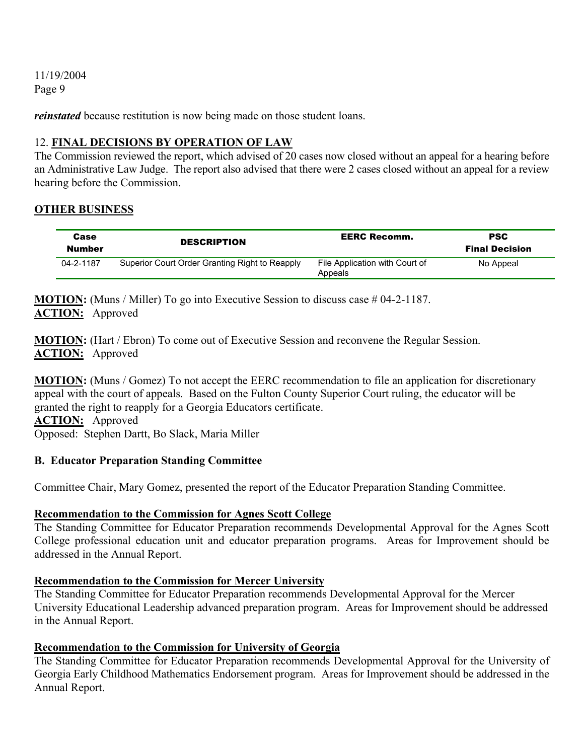***reinstated*** because restitution is now being made on those student loans.

## 12. **FINAL DECISIONS BY OPERATION OF LAW**

The Commission reviewed the report, which advised of 20 cases now closed without an appeal for a hearing before an Administrative Law Judge. The report also advised that there were 2 cases closed without an appeal for a review hearing before the Commission.

## **OTHER BUSINESS**

| Case Number | DESCRIPTION | EERC Recomm. | PSC Final Decision |
|---|---|---|---|
| 04-2-1187 | Superior Court Order Granting Right to Reapply | File Application with Court of Appeals | No Appeal |

**MOTION:** (Muns / Miller) To go into Executive Session to discuss case # 04-2-1187.
**ACTION:** Approved

**MOTION:** (Hart / Ebron) To come out of Executive Session and reconvene the Regular Session.
**ACTION:** Approved

**MOTION:** (Muns / Gomez) To not accept the EERC recommendation to file an application for discretionary appeal with the court of appeals. Based on the Fulton County Superior Court ruling, the educator will be granted the right to reapply for a Georgia Educators certificate.
**ACTION:** Approved
Opposed: Stephen Dartt, Bo Slack, Maria Miller

### **B. Educator Preparation Standing Committee**

Committee Chair, Mary Gomez, presented the report of the Educator Preparation Standing Committee.

**Recommendation to the Commission for Agnes Scott College**

The Standing Committee for Educator Preparation recommends Developmental Approval for the Agnes Scott College professional education unit and educator preparation programs. Areas for Improvement should be addressed in the Annual Report.

**Recommendation to the Commission for Mercer University**

The Standing Committee for Educator Preparation recommends Developmental Approval for the Mercer University Educational Leadership advanced preparation program. Areas for Improvement should be addressed in the Annual Report.

**Recommendation to the Commission for University of Georgia**

The Standing Committee for Educator Preparation recommends Developmental Approval for the University of Georgia Early Childhood Mathematics Endorsement program. Areas for Improvement should be addressed in the Annual Report.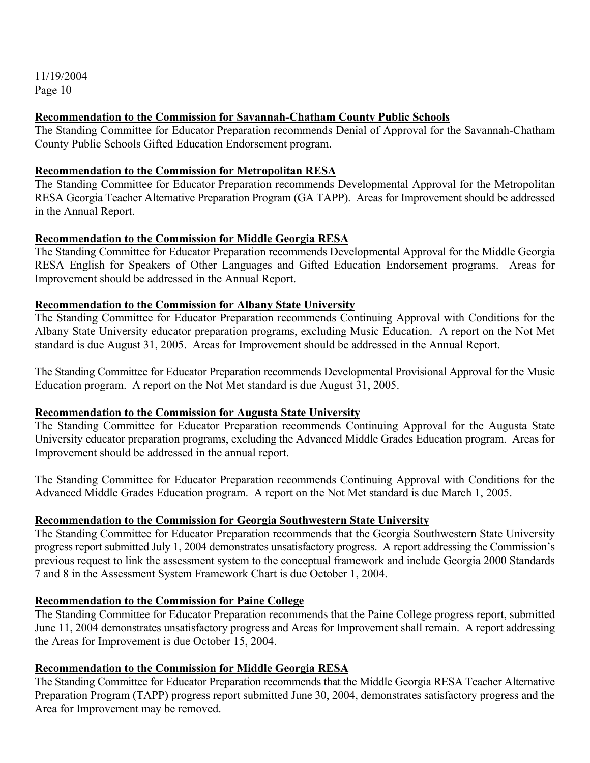**Recommendation to the Commission for Savannah-Chatham County Public Schools**

The Standing Committee for Educator Preparation recommends Denial of Approval for the Savannah-Chatham County Public Schools Gifted Education Endorsement program.

**Recommendation to the Commission for Metropolitan RESA**

The Standing Committee for Educator Preparation recommends Developmental Approval for the Metropolitan RESA Georgia Teacher Alternative Preparation Program (GA TAPP). Areas for Improvement should be addressed in the Annual Report.

**Recommendation to the Commission for Middle Georgia RESA**

The Standing Committee for Educator Preparation recommends Developmental Approval for the Middle Georgia RESA English for Speakers of Other Languages and Gifted Education Endorsement programs. Areas for Improvement should be addressed in the Annual Report.

**Recommendation to the Commission for Albany State University**

The Standing Committee for Educator Preparation recommends Continuing Approval with Conditions for the Albany State University educator preparation programs, excluding Music Education. A report on the Not Met standard is due August 31, 2005. Areas for Improvement should be addressed in the Annual Report.

The Standing Committee for Educator Preparation recommends Developmental Provisional Approval for the Music Education program. A report on the Not Met standard is due August 31, 2005.

**Recommendation to the Commission for Augusta State University**

The Standing Committee for Educator Preparation recommends Continuing Approval for the Augusta State University educator preparation programs, excluding the Advanced Middle Grades Education program. Areas for Improvement should be addressed in the annual report.

The Standing Committee for Educator Preparation recommends Continuing Approval with Conditions for the Advanced Middle Grades Education program. A report on the Not Met standard is due March 1, 2005.

**Recommendation to the Commission for Georgia Southwestern State University**

The Standing Committee for Educator Preparation recommends that the Georgia Southwestern State University progress report submitted July 1, 2004 demonstrates unsatisfactory progress. A report addressing the Commission's previous request to link the assessment system to the conceptual framework and include Georgia 2000 Standards 7 and 8 in the Assessment System Framework Chart is due October 1, 2004.

**Recommendation to the Commission for Paine College**

The Standing Committee for Educator Preparation recommends that the Paine College progress report, submitted June 11, 2004 demonstrates unsatisfactory progress and Areas for Improvement shall remain. A report addressing the Areas for Improvement is due October 15, 2004.

**Recommendation to the Commission for Middle Georgia RESA**

The Standing Committee for Educator Preparation recommends that the Middle Georgia RESA Teacher Alternative Preparation Program (TAPP) progress report submitted June 30, 2004, demonstrates satisfactory progress and the Area for Improvement may be removed.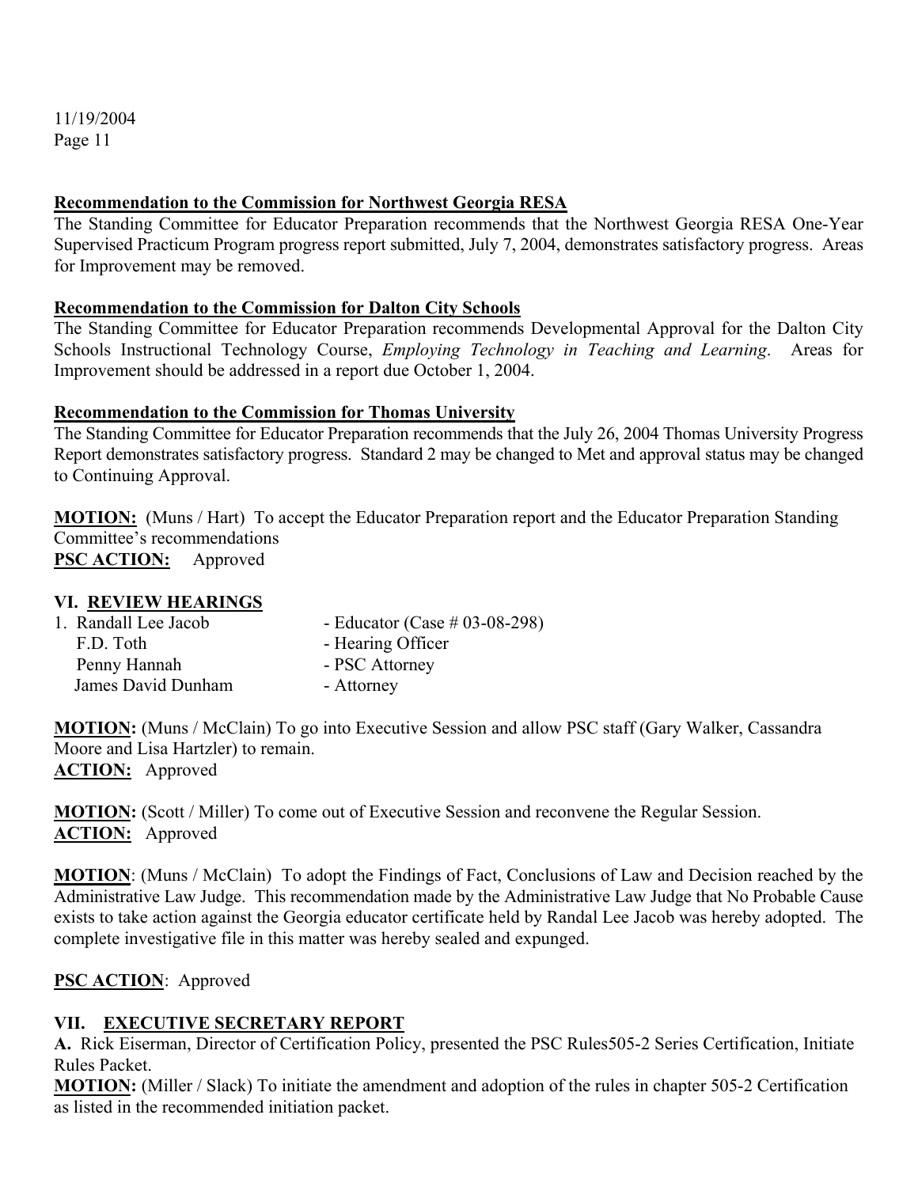**Recommendation to the Commission for Northwest Georgia RESA**

The Standing Committee for Educator Preparation recommends that the Northwest Georgia RESA One-Year Supervised Practicum Program progress report submitted, July 7, 2004, demonstrates satisfactory progress. Areas for Improvement may be removed.

**Recommendation to the Commission for Dalton City Schools**

The Standing Committee for Educator Preparation recommends Developmental Approval for the Dalton City Schools Instructional Technology Course, *Employing Technology in Teaching and Learning*. Areas for Improvement should be addressed in a report due October 1, 2004.

**Recommendation to the Commission for Thomas University**

The Standing Committee for Educator Preparation recommends that the July 26, 2004 Thomas University Progress Report demonstrates satisfactory progress. Standard 2 may be changed to Met and approval status may be changed to Continuing Approval.

**MOTION:** (Muns / Hart) To accept the Educator Preparation report and the Educator Preparation Standing Committee's recommendations

**PSC ACTION:** Approved

## VI. REVIEW HEARINGS

1. Randall Lee Jacob - Educator (Case # 03-08-298)
   F.D. Toth - Hearing Officer
   Penny Hannah - PSC Attorney
   James David Dunham - Attorney

**MOTION:** (Muns / McClain) To go into Executive Session and allow PSC staff (Gary Walker, Cassandra Moore and Lisa Hartzler) to remain.

**ACTION:** Approved

**MOTION:** (Scott / Miller) To come out of Executive Session and reconvene the Regular Session.

**ACTION:** Approved

**MOTION**: (Muns / McClain) To adopt the Findings of Fact, Conclusions of Law and Decision reached by the Administrative Law Judge. This recommendation made by the Administrative Law Judge that No Probable Cause exists to take action against the Georgia educator certificate held by Randal Lee Jacob was hereby adopted. The complete investigative file in this matter was hereby sealed and expunged.

**PSC ACTION**: Approved

## VII. EXECUTIVE SECRETARY REPORT

**A.** Rick Eiserman, Director of Certification Policy, presented the PSC Rules505-2 Series Certification, Initiate Rules Packet.

**MOTION:** (Miller / Slack) To initiate the amendment and adoption of the rules in chapter 505-2 Certification as listed in the recommended initiation packet.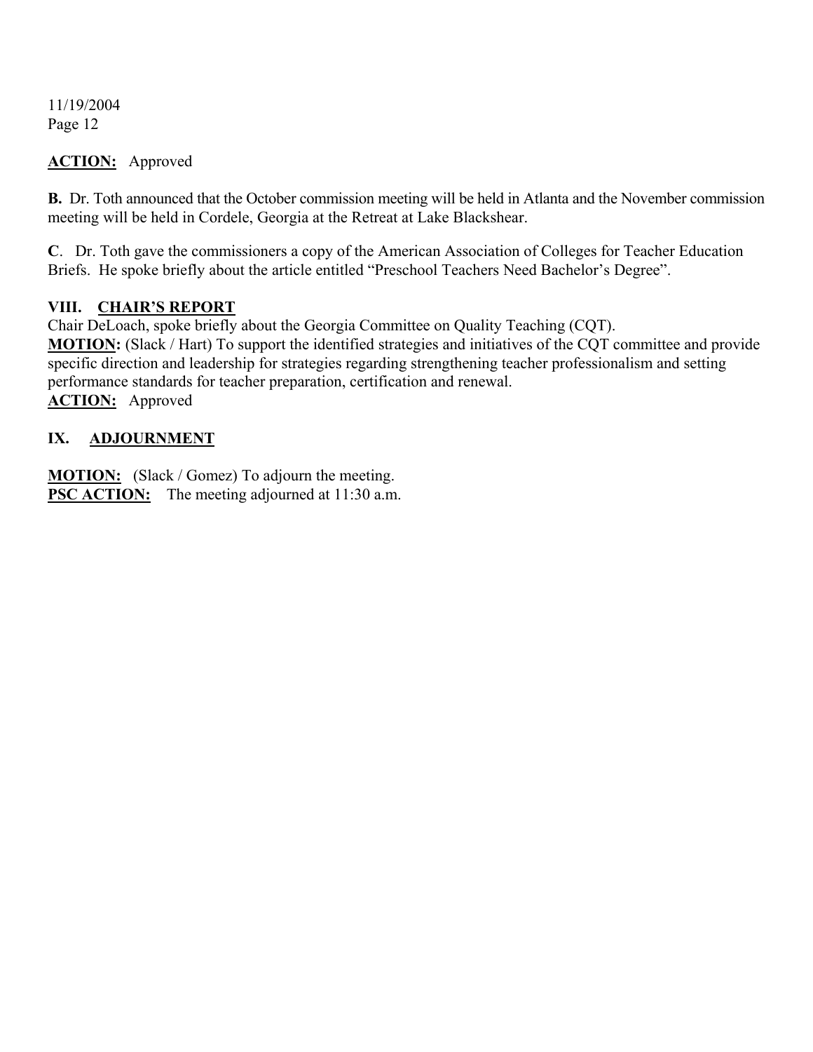**ACTION:** Approved

**B.** Dr. Toth announced that the October commission meeting will be held in Atlanta and the November commission meeting will be held in Cordele, Georgia at the Retreat at Lake Blackshear.

**C**. Dr. Toth gave the commissioners a copy of the American Association of Colleges for Teacher Education Briefs. He spoke briefly about the article entitled "Preschool Teachers Need Bachelor's Degree".

## VIII. CHAIR'S REPORT

Chair DeLoach, spoke briefly about the Georgia Committee on Quality Teaching (CQT).

**MOTION:** (Slack / Hart) To support the identified strategies and initiatives of the CQT committee and provide specific direction and leadership for strategies regarding strengthening teacher professionalism and setting performance standards for teacher preparation, certification and renewal.

**ACTION:** Approved

## IX. ADJOURNMENT

**MOTION:** (Slack / Gomez) To adjourn the meeting.

**PSC ACTION:** The meeting adjourned at 11:30 a.m.